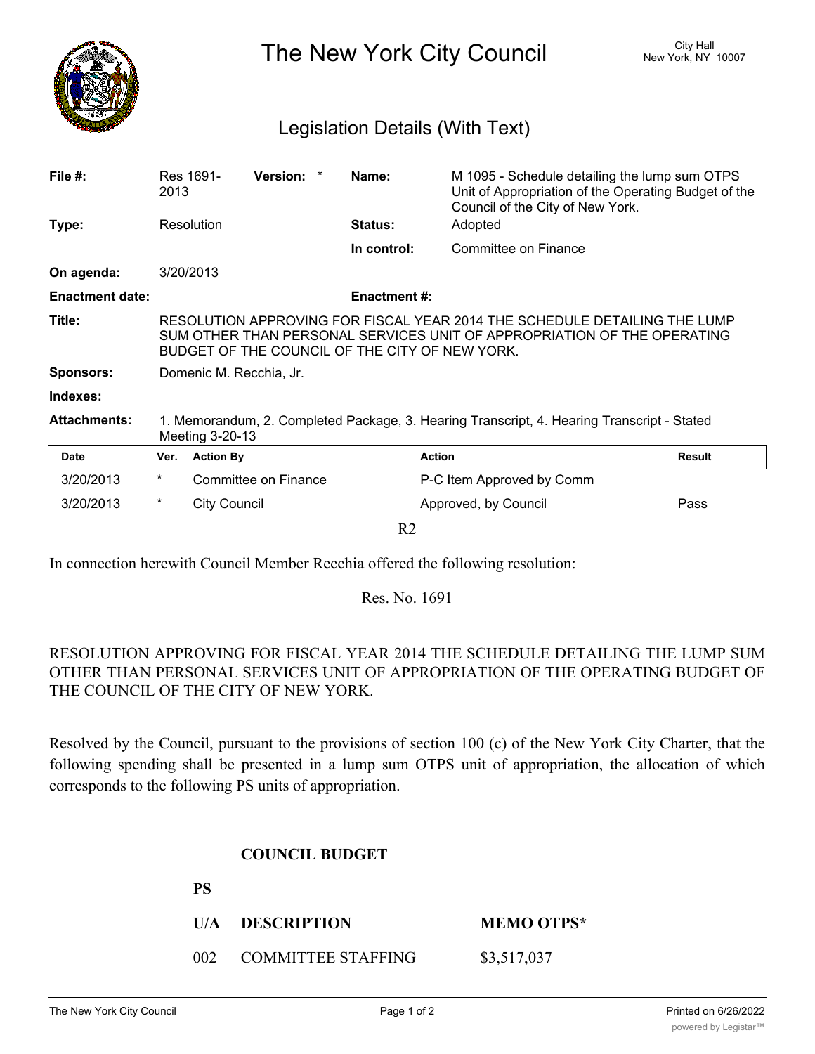# The New York City Council

City Hall
New York, NY 10007

## Legislation Details (With Text)

| | | | |
|---|---|---|---|
| **File #:** | Res 1691-2013 **Version:** * | **Name:** | M 1095 - Schedule detailing the lump sum OTPS Unit of Appropriation of the Operating Budget of the Council of the City of New York. |
| **Type:** | Resolution | **Status:** | Adopted |
| | | **In control:** | Committee on Finance |
| **On agenda:** | 3/20/2013 | | |
| **Enactment date:** | | **Enactment #:** | |
| **Title:** | RESOLUTION APPROVING FOR FISCAL YEAR 2014 THE SCHEDULE DETAILING THE LUMP SUM OTHER THAN PERSONAL SERVICES UNIT OF APPROPRIATION OF THE OPERATING BUDGET OF THE COUNCIL OF THE CITY OF NEW YORK. | | |
| **Sponsors:** | Domenic M. Recchia, Jr. | | |
| **Indexes:** | | | |
| **Attachments:** | 1. Memorandum, 2. Completed Package, 3. Hearing Transcript, 4. Hearing Transcript - Stated Meeting 3-20-13 | | |

| Date | Ver. | Action By | Action | Result |
|---|---|---|---|---|
| 3/20/2013 | * | Committee on Finance | P-C Item Approved by Comm | |
| 3/20/2013 | * | City Council | Approved, by Council | Pass |

R2

In connection herewith Council Member Recchia offered the following resolution:

Res. No. 1691

RESOLUTION APPROVING FOR FISCAL YEAR 2014 THE SCHEDULE DETAILING THE LUMP SUM OTHER THAN PERSONAL SERVICES UNIT OF APPROPRIATION OF THE OPERATING BUDGET OF THE COUNCIL OF THE CITY OF NEW YORK.

Resolved by the Council, pursuant to the provisions of section 100 (c) of the New York City Charter, that the following spending shall be presented in a lump sum OTPS unit of appropriation, the allocation of which corresponds to the following PS units of appropriation.

**COUNCIL BUDGET**

| PS U/A | DESCRIPTION | MEMO OTPS* |
|---|---|---|
| 002 | COMMITTEE STAFFING | $3,517,037 |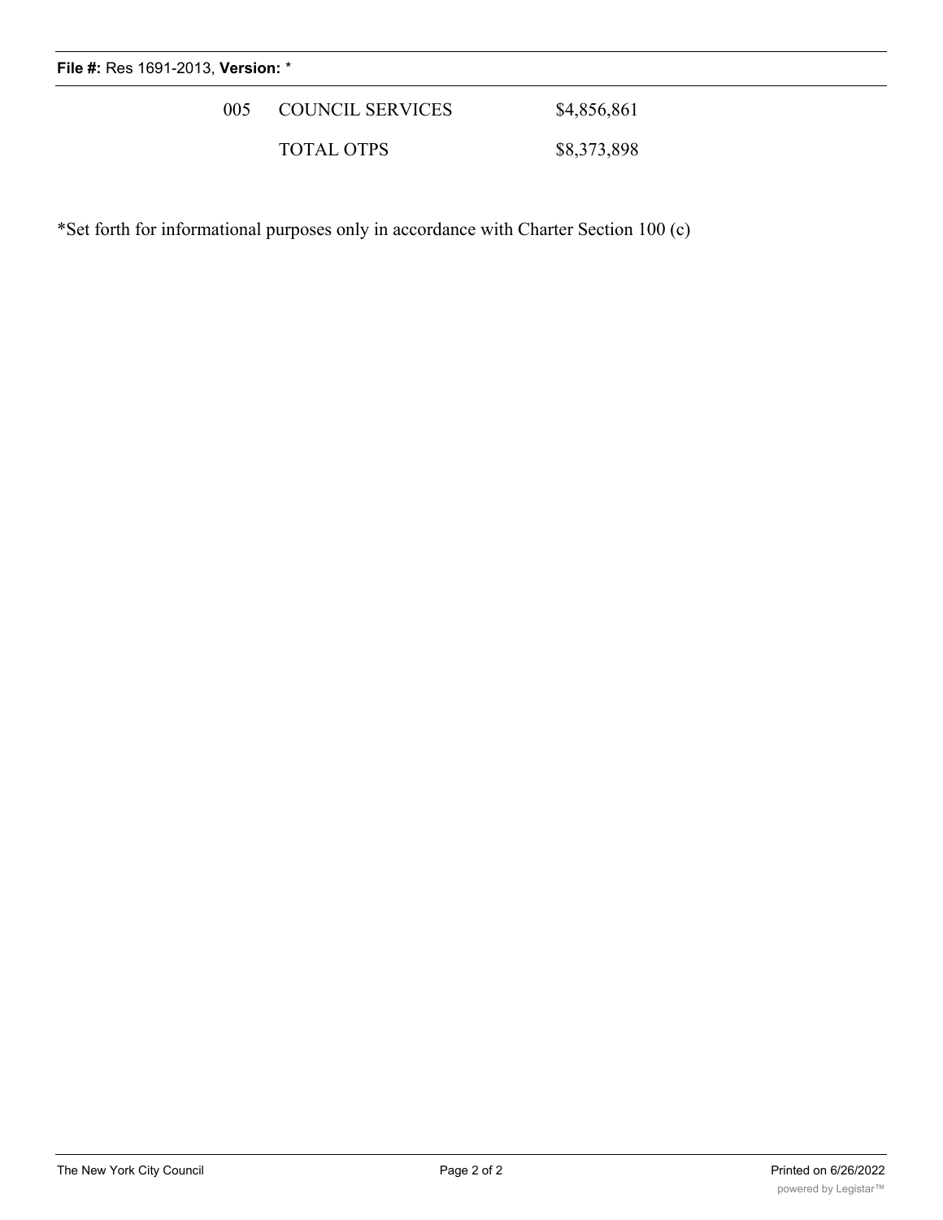| | | |
|---|---|---|
| 005 | COUNCIL SERVICES | $4,856,861 |
| | TOTAL OTPS | $8,373,898 |

*Set forth for informational purposes only in accordance with Charter Section 100 (c)